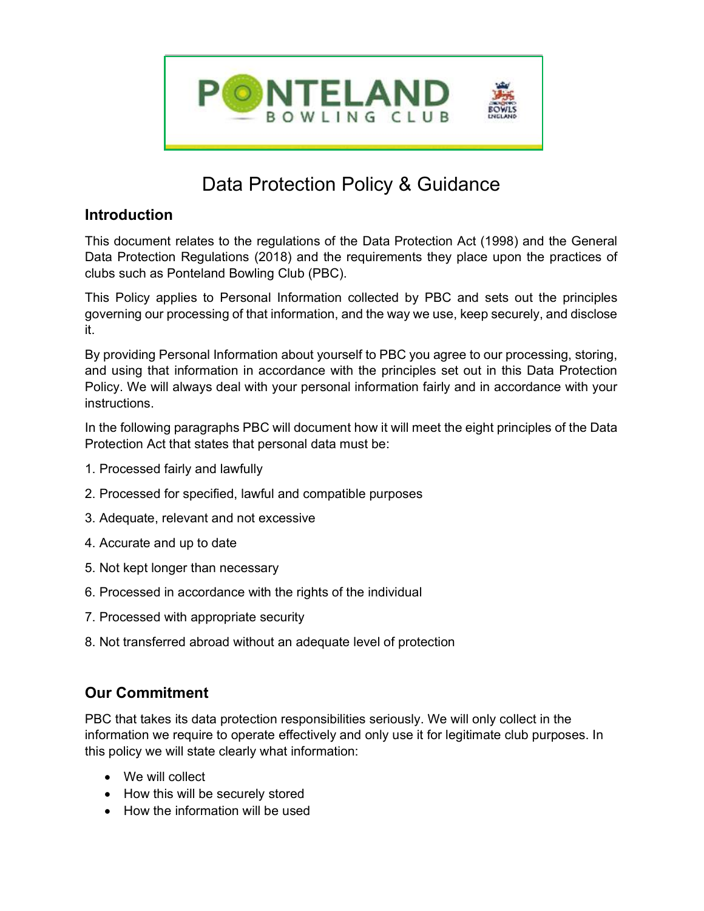# Data Protection Policy & Guidance

## Introduction

This document relates to the regulations of the Data Protection Act (1998) and the General Data Protection Regulations (2018) and the requirements they place upon the practices of clubs such as Ponteland Bowling Club (PBC).

This Policy applies to Personal Information collected by PBC and sets out the principles governing our processing of that information, and the way we use, keep securely, and disclose it.

By providing Personal Information about yourself to PBC you agree to our processing, storing, and using that information in accordance with the principles set out in this Data Protection Policy. We will always deal with your personal information fairly and in accordance with your instructions.

In the following paragraphs PBC will document how it will meet the eight principles of the Data Protection Act that states that personal data must be:

1. Processed fairly and lawfully
2. Processed for specified, lawful and compatible purposes
3. Adequate, relevant and not excessive
4. Accurate and up to date
5. Not kept longer than necessary
6. Processed in accordance with the rights of the individual
7. Processed with appropriate security
8. Not transferred abroad without an adequate level of protection

## Our Commitment

PBC that takes its data protection responsibilities seriously. We will only collect in the information we require to operate effectively and only use it for legitimate club purposes. In this policy we will state clearly what information:

- We will collect
- How this will be securely stored
- How the information will be used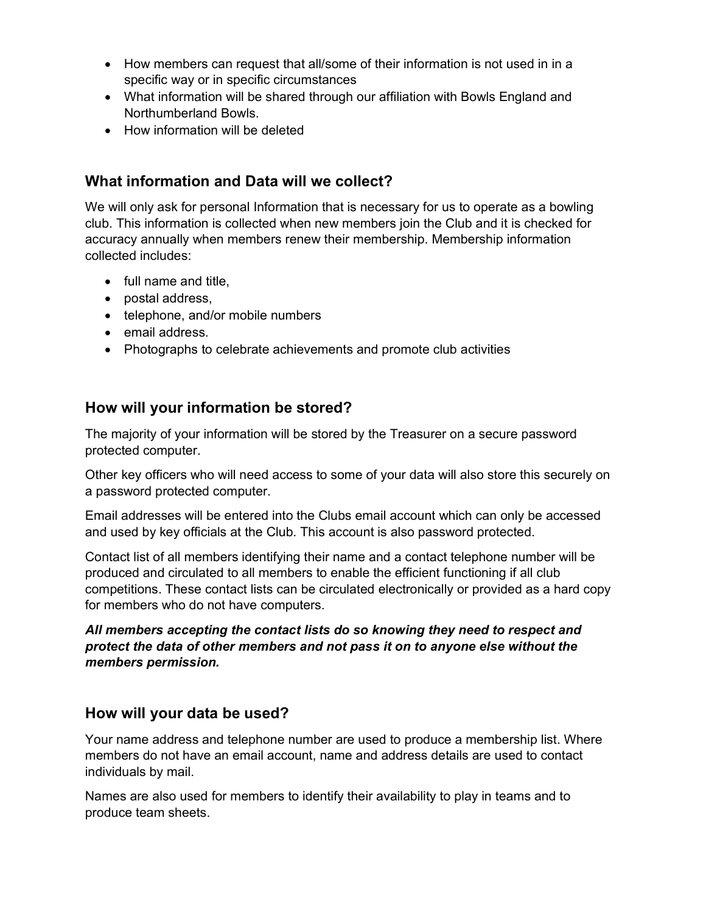- How members can request that all/some of their information is not used in in a specific way or in specific circumstances
- What information will be shared through our affiliation with Bowls England and Northumberland Bowls.
- How information will be deleted

## What information and Data will we collect?

We will only ask for personal Information that is necessary for us to operate as a bowling club. This information is collected when new members join the Club and it is checked for accuracy annually when members renew their membership. Membership information collected includes:

- full name and title,
- postal address,
- telephone, and/or mobile numbers
- email address.
- Photographs to celebrate achievements and promote club activities

## How will your information be stored?

The majority of your information will be stored by the Treasurer on a secure password protected computer.

Other key officers who will need access to some of your data will also store this securely on a password protected computer.

Email addresses will be entered into the Clubs email account which can only be accessed and used by key officials at the Club. This account is also password protected.

Contact list of all members identifying their name and a contact telephone number will be produced and circulated to all members to enable the efficient functioning if all club competitions. These contact lists can be circulated electronically or provided as a hard copy for members who do not have computers.

***All members accepting the contact lists do so knowing they need to respect and protect the data of other members and not pass it on to anyone else without the members permission.***

## How will your data be used?

Your name address and telephone number are used to produce a membership list. Where members do not have an email account, name and address details are used to contact individuals by mail.

Names are also used for members to identify their availability to play in teams and to produce team sheets.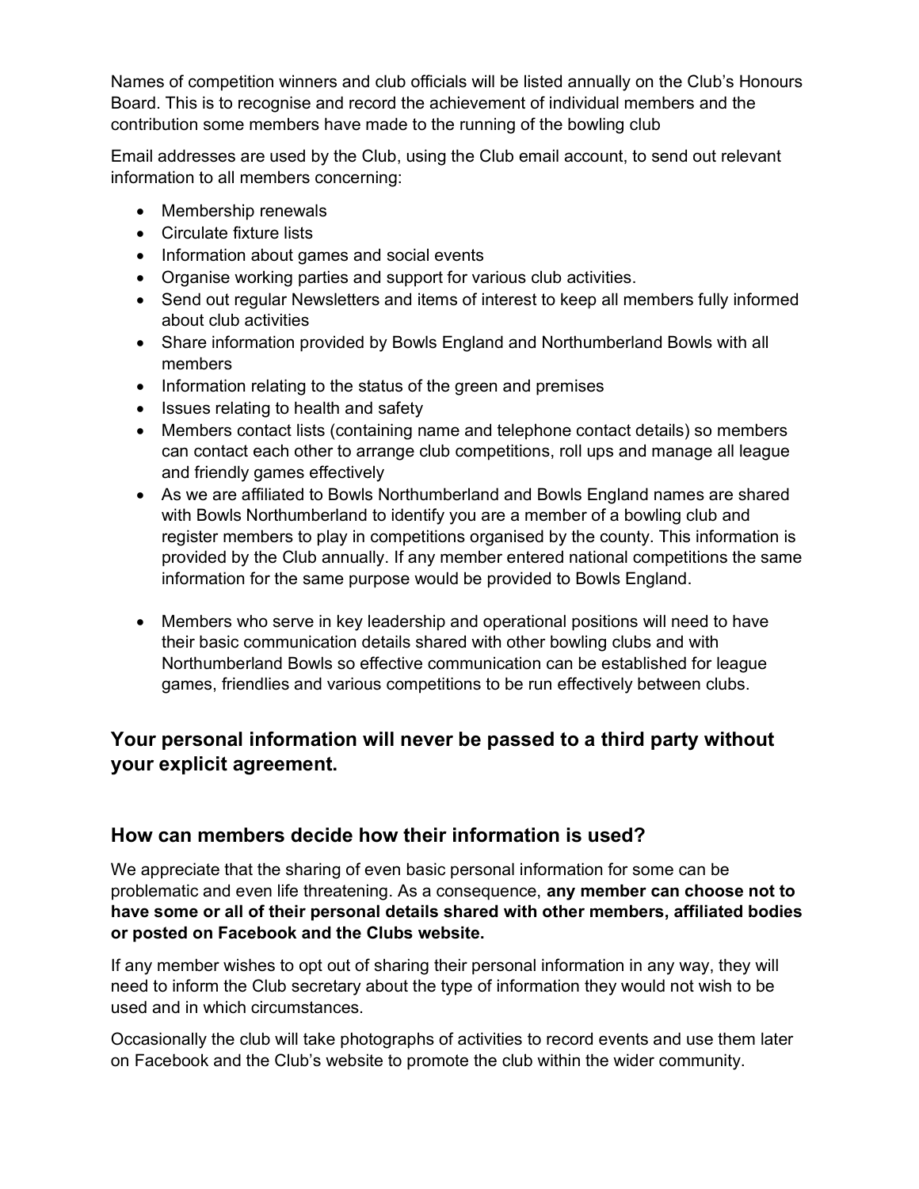Names of competition winners and club officials will be listed annually on the Club's Honours Board. This is to recognise and record the achievement of individual members and the contribution some members have made to the running of the bowling club

Email addresses are used by the Club, using the Club email account, to send out relevant information to all members concerning:

- Membership renewals
- Circulate fixture lists
- Information about games and social events
- Organise working parties and support for various club activities.
- Send out regular Newsletters and items of interest to keep all members fully informed about club activities
- Share information provided by Bowls England and Northumberland Bowls with all members
- Information relating to the status of the green and premises
- Issues relating to health and safety
- Members contact lists (containing name and telephone contact details) so members can contact each other to arrange club competitions, roll ups and manage all league and friendly games effectively
- As we are affiliated to Bowls Northumberland and Bowls England names are shared with Bowls Northumberland to identify you are a member of a bowling club and register members to play in competitions organised by the county. This information is provided by the Club annually. If any member entered national competitions the same information for the same purpose would be provided to Bowls England.

- Members who serve in key leadership and operational positions will need to have their basic communication details shared with other bowling clubs and with Northumberland Bowls so effective communication can be established for league games, friendlies and various competitions to be run effectively between clubs.

## Your personal information will never be passed to a third party without your explicit agreement.

## How can members decide how their information is used?

We appreciate that the sharing of even basic personal information for some can be problematic and even life threatening. As a consequence, **any member can choose not to have some or all of their personal details shared with other members, affiliated bodies or posted on Facebook and the Clubs website.**

If any member wishes to opt out of sharing their personal information in any way, they will need to inform the Club secretary about the type of information they would not wish to be used and in which circumstances.

Occasionally the club will take photographs of activities to record events and use them later on Facebook and the Club's website to promote the club within the wider community.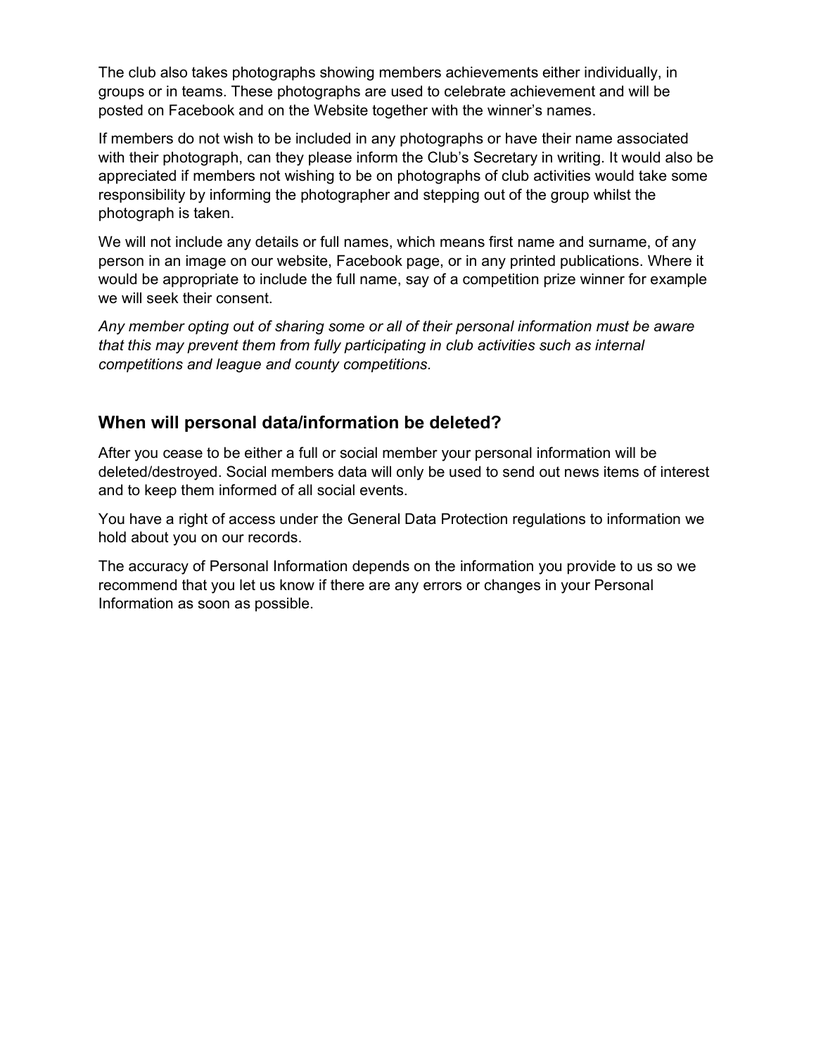The club also takes photographs showing members achievements either individually, in groups or in teams. These photographs are used to celebrate achievement and will be posted on Facebook and on the Website together with the winner's names.

If members do not wish to be included in any photographs or have their name associated with their photograph, can they please inform the Club's Secretary in writing. It would also be appreciated if members not wishing to be on photographs of club activities would take some responsibility by informing the photographer and stepping out of the group whilst the photograph is taken.

We will not include any details or full names, which means first name and surname, of any person in an image on our website, Facebook page, or in any printed publications. Where it would be appropriate to include the full name, say of a competition prize winner for example we will seek their consent.

*Any member opting out of sharing some or all of their personal information must be aware that this may prevent them from fully participating in club activities such as internal competitions and league and county competitions.*

## When will personal data/information be deleted?

After you cease to be either a full or social member your personal information will be deleted/destroyed. Social members data will only be used to send out news items of interest and to keep them informed of all social events.

You have a right of access under the General Data Protection regulations to information we hold about you on our records.

The accuracy of Personal Information depends on the information you provide to us so we recommend that you let us know if there are any errors or changes in your Personal Information as soon as possible.